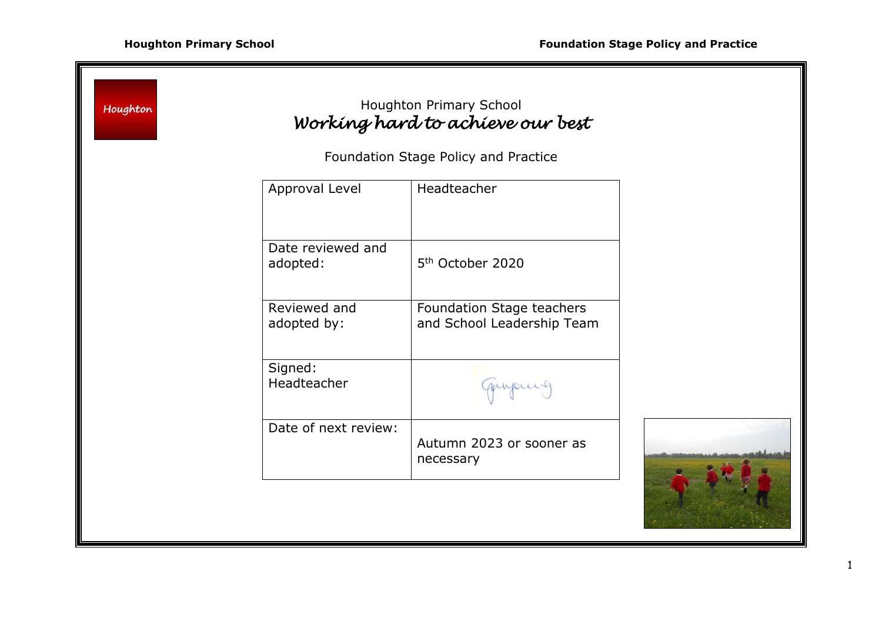Houghton

Houghton Primary School

*Working hard to achieve our best*

Foundation Stage Policy and Practice

| Approval Level | Headteacher |
|---|---|
| Date reviewed and adopted: | 5th October 2020 |
| Reviewed and adopted by: | Foundation Stage teachers and School Leadership Team |
| Signed: Headteacher | |
| Date of next review: | Autumn 2023 or sooner as necessary |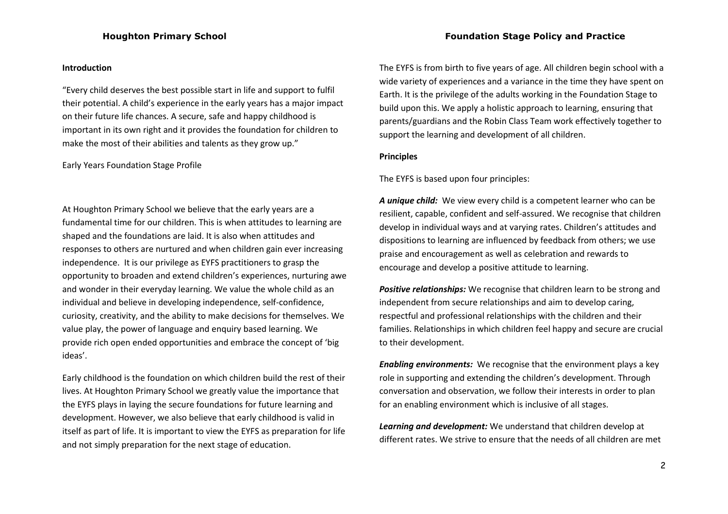### Introduction

"Every child deserves the best possible start in life and support to fulfil their potential. A child's experience in the early years has a major impact on their future life chances. A secure, safe and happy childhood is important in its own right and it provides the foundation for children to make the most of their abilities and talents as they grow up."

Early Years Foundation Stage Profile

At Houghton Primary School we believe that the early years are a fundamental time for our children. This is when attitudes to learning are shaped and the foundations are laid. It is also when attitudes and responses to others are nurtured and when children gain ever increasing independence. It is our privilege as EYFS practitioners to grasp the opportunity to broaden and extend children's experiences, nurturing awe and wonder in their everyday learning. We value the whole child as an individual and believe in developing independence, self-confidence, curiosity, creativity, and the ability to make decisions for themselves. We value play, the power of language and enquiry based learning. We provide rich open ended opportunities and embrace the concept of 'big ideas'.

Early childhood is the foundation on which children build the rest of their lives. At Houghton Primary School we greatly value the importance that the EYFS plays in laying the secure foundations for future learning and development. However, we also believe that early childhood is valid in itself as part of life. It is important to view the EYFS as preparation for life and not simply preparation for the next stage of education.

The EYFS is from birth to five years of age. All children begin school with a wide variety of experiences and a variance in the time they have spent on Earth. It is the privilege of the adults working in the Foundation Stage to build upon this. We apply a holistic approach to learning, ensuring that parents/guardians and the Robin Class Team work effectively together to support the learning and development of all children.

### Principles

The EYFS is based upon four principles:

***A unique child:*** We view every child is a competent learner who can be resilient, capable, confident and self-assured. We recognise that children develop in individual ways and at varying rates. Children's attitudes and dispositions to learning are influenced by feedback from others; we use praise and encouragement as well as celebration and rewards to encourage and develop a positive attitude to learning.

***Positive relationships:*** We recognise that children learn to be strong and independent from secure relationships and aim to develop caring, respectful and professional relationships with the children and their families. Relationships in which children feel happy and secure are crucial to their development.

***Enabling environments:*** We recognise that the environment plays a key role in supporting and extending the children's development. Through conversation and observation, we follow their interests in order to plan for an enabling environment which is inclusive of all stages.

***Learning and development:*** We understand that children develop at different rates. We strive to ensure that the needs of all children are met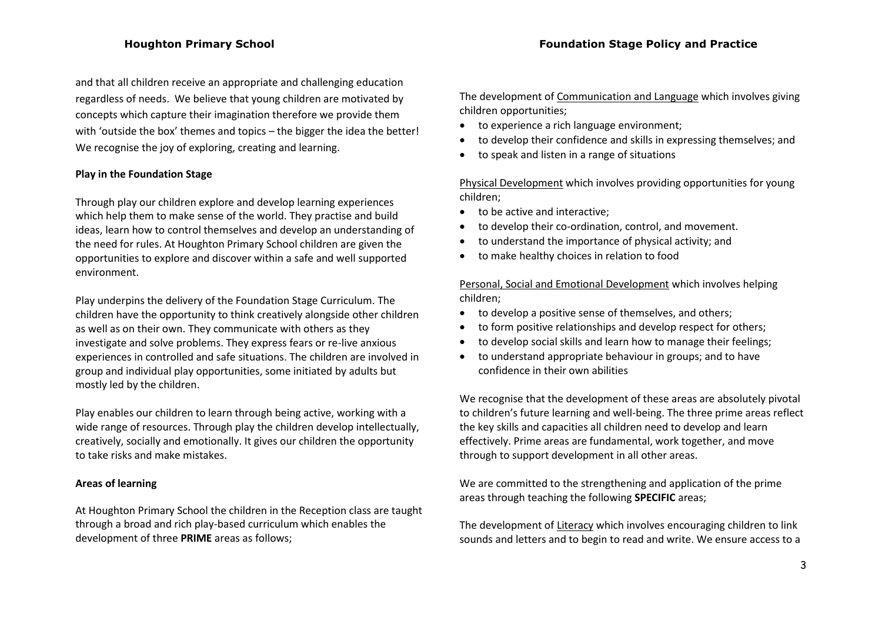and that all children receive an appropriate and challenging education regardless of needs. We believe that young children are motivated by concepts which capture their imagination therefore we provide them with 'outside the box' themes and topics – the bigger the idea the better! We recognise the joy of exploring, creating and learning.

**Play in the Foundation Stage**

Through play our children explore and develop learning experiences which help them to make sense of the world. They practise and build ideas, learn how to control themselves and develop an understanding of the need for rules. At Houghton Primary School children are given the opportunities to explore and discover within a safe and well supported environment.

Play underpins the delivery of the Foundation Stage Curriculum. The children have the opportunity to think creatively alongside other children as well as on their own. They communicate with others as they investigate and solve problems. They express fears or re-live anxious experiences in controlled and safe situations. The children are involved in group and individual play opportunities, some initiated by adults but mostly led by the children.

Play enables our children to learn through being active, working with a wide range of resources. Through play the children develop intellectually, creatively, socially and emotionally. It gives our children the opportunity to take risks and make mistakes.

**Areas of learning**

At Houghton Primary School the children in the Reception class are taught through a broad and rich play-based curriculum which enables the development of three **PRIME** areas as follows;

The development of Communication and Language which involves giving children opportunities;

- to experience a rich language environment;
- to develop their confidence and skills in expressing themselves; and
- to speak and listen in a range of situations

Physical Development which involves providing opportunities for young children;

- to be active and interactive;
- to develop their co-ordination, control, and movement.
- to understand the importance of physical activity; and
- to make healthy choices in relation to food

Personal, Social and Emotional Development which involves helping children;

- to develop a positive sense of themselves, and others;
- to form positive relationships and develop respect for others;
- to develop social skills and learn how to manage their feelings;
- to understand appropriate behaviour in groups; and to have confidence in their own abilities

We recognise that the development of these areas are absolutely pivotal to children's future learning and well-being. The three prime areas reflect the key skills and capacities all children need to develop and learn effectively. Prime areas are fundamental, work together, and move through to support development in all other areas.

We are committed to the strengthening and application of the prime areas through teaching the following **SPECIFIC** areas;

The development of Literacy which involves encouraging children to link sounds and letters and to begin to read and write. We ensure access to a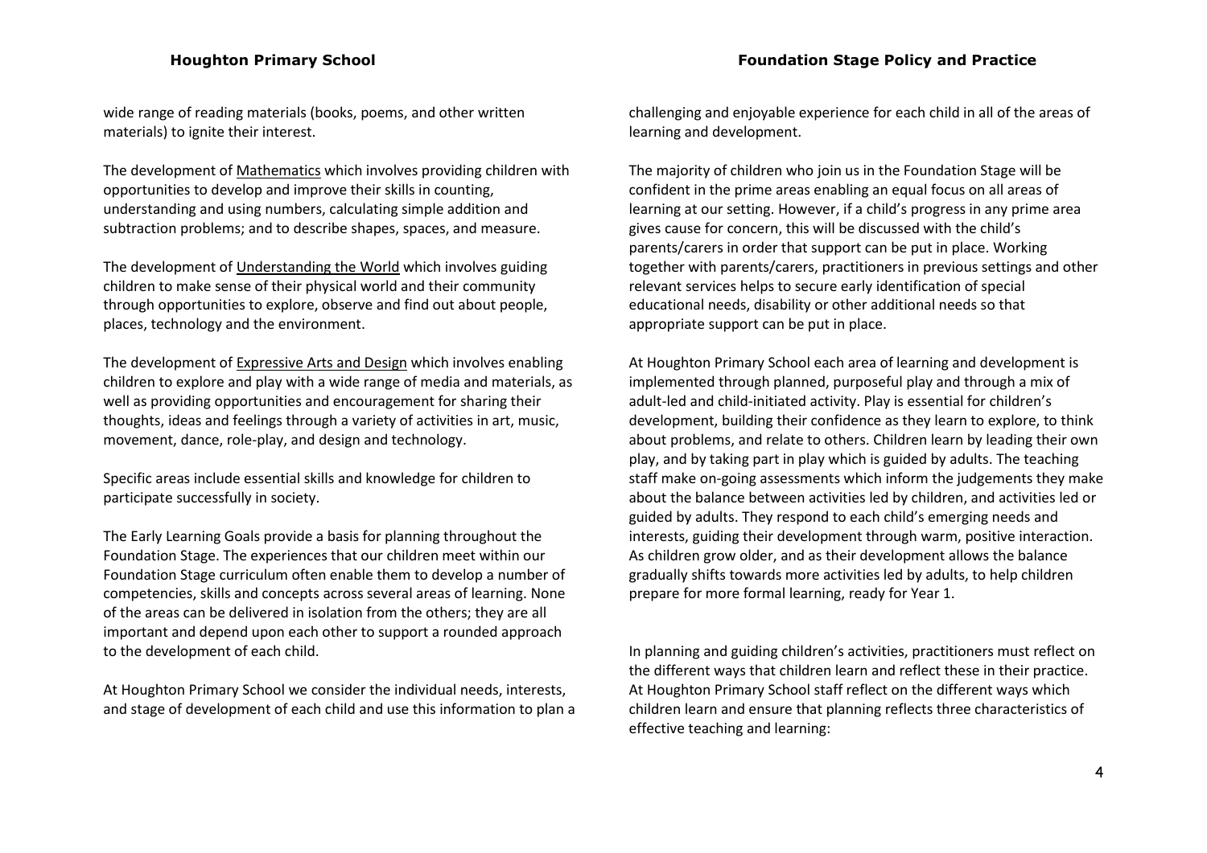wide range of reading materials (books, poems, and other written materials) to ignite their interest.

The development of Mathematics which involves providing children with opportunities to develop and improve their skills in counting, understanding and using numbers, calculating simple addition and subtraction problems; and to describe shapes, spaces, and measure.

The development of Understanding the World which involves guiding children to make sense of their physical world and their community through opportunities to explore, observe and find out about people, places, technology and the environment.

The development of Expressive Arts and Design which involves enabling children to explore and play with a wide range of media and materials, as well as providing opportunities and encouragement for sharing their thoughts, ideas and feelings through a variety of activities in art, music, movement, dance, role-play, and design and technology.

Specific areas include essential skills and knowledge for children to participate successfully in society.

The Early Learning Goals provide a basis for planning throughout the Foundation Stage. The experiences that our children meet within our Foundation Stage curriculum often enable them to develop a number of competencies, skills and concepts across several areas of learning. None of the areas can be delivered in isolation from the others; they are all important and depend upon each other to support a rounded approach to the development of each child.

At Houghton Primary School we consider the individual needs, interests, and stage of development of each child and use this information to plan a challenging and enjoyable experience for each child in all of the areas of learning and development.

The majority of children who join us in the Foundation Stage will be confident in the prime areas enabling an equal focus on all areas of learning at our setting. However, if a child's progress in any prime area gives cause for concern, this will be discussed with the child's parents/carers in order that support can be put in place. Working together with parents/carers, practitioners in previous settings and other relevant services helps to secure early identification of special educational needs, disability or other additional needs so that appropriate support can be put in place.

At Houghton Primary School each area of learning and development is implemented through planned, purposeful play and through a mix of adult-led and child-initiated activity. Play is essential for children's development, building their confidence as they learn to explore, to think about problems, and relate to others. Children learn by leading their own play, and by taking part in play which is guided by adults. The teaching staff make on-going assessments which inform the judgements they make about the balance between activities led by children, and activities led or guided by adults. They respond to each child's emerging needs and interests, guiding their development through warm, positive interaction. As children grow older, and as their development allows the balance gradually shifts towards more activities led by adults, to help children prepare for more formal learning, ready for Year 1.

In planning and guiding children's activities, practitioners must reflect on the different ways that children learn and reflect these in their practice. At Houghton Primary School staff reflect on the different ways which children learn and ensure that planning reflects three characteristics of effective teaching and learning: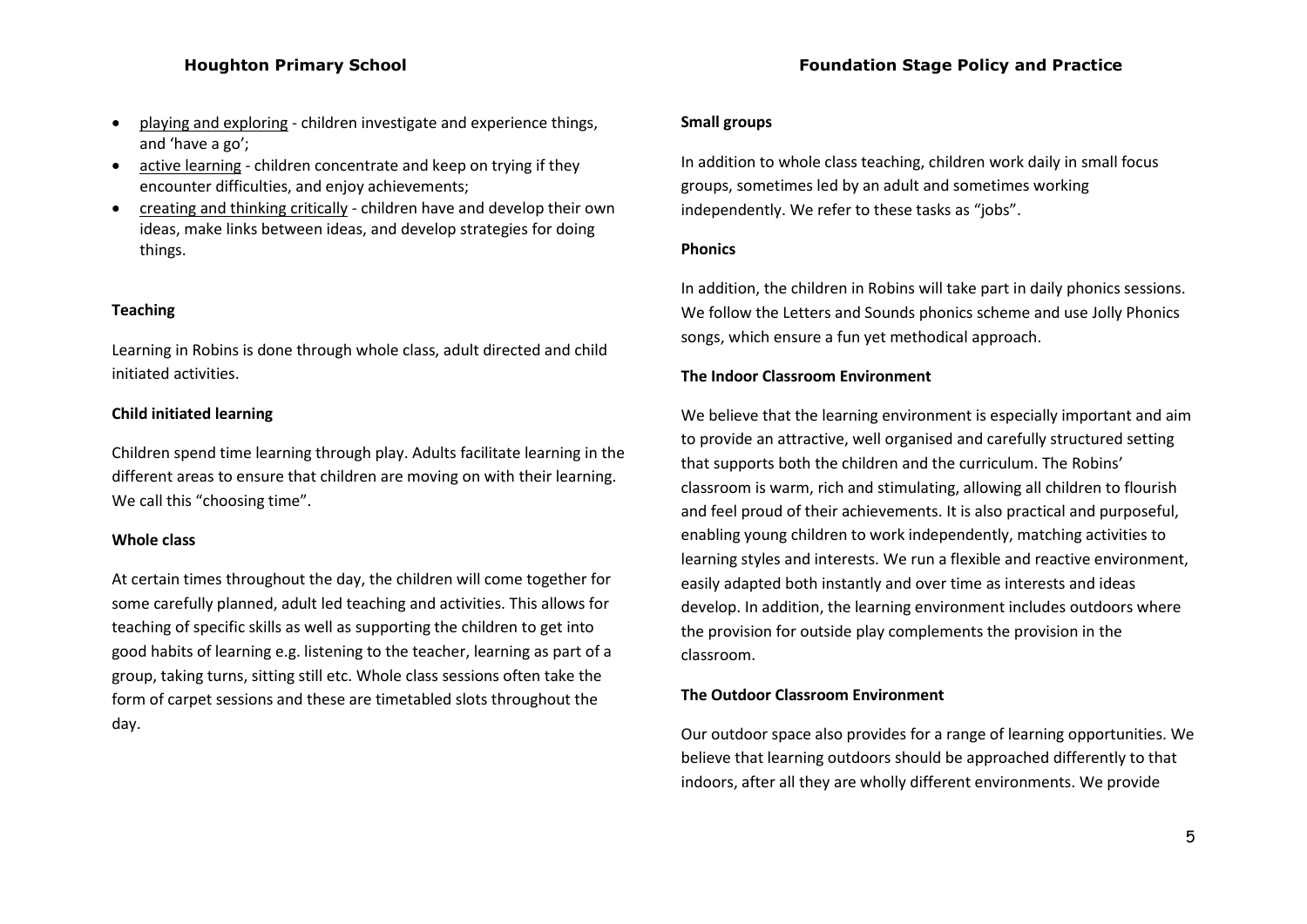- <u>playing and exploring</u> - children investigate and experience things, and 'have a go';
- <u>active learning</u> - children concentrate and keep on trying if they encounter difficulties, and enjoy achievements;
- <u>creating and thinking critically</u> - children have and develop their own ideas, make links between ideas, and develop strategies for doing things.

**Teaching**

Learning in Robins is done through whole class, adult directed and child initiated activities.

**Child initiated learning**

Children spend time learning through play. Adults facilitate learning in the different areas to ensure that children are moving on with their learning. We call this "choosing time".

**Whole class**

At certain times throughout the day, the children will come together for some carefully planned, adult led teaching and activities. This allows for teaching of specific skills as well as supporting the children to get into good habits of learning e.g. listening to the teacher, learning as part of a group, taking turns, sitting still etc. Whole class sessions often take the form of carpet sessions and these are timetabled slots throughout the day.

**Small groups**

In addition to whole class teaching, children work daily in small focus groups, sometimes led by an adult and sometimes working independently. We refer to these tasks as "jobs".

**Phonics**

In addition, the children in Robins will take part in daily phonics sessions. We follow the Letters and Sounds phonics scheme and use Jolly Phonics songs, which ensure a fun yet methodical approach.

**The Indoor Classroom Environment**

We believe that the learning environment is especially important and aim to provide an attractive, well organised and carefully structured setting that supports both the children and the curriculum. The Robins' classroom is warm, rich and stimulating, allowing all children to flourish and feel proud of their achievements. It is also practical and purposeful, enabling young children to work independently, matching activities to learning styles and interests. We run a flexible and reactive environment, easily adapted both instantly and over time as interests and ideas develop. In addition, the learning environment includes outdoors where the provision for outside play complements the provision in the classroom.

**The Outdoor Classroom Environment**

Our outdoor space also provides for a range of learning opportunities. We believe that learning outdoors should be approached differently to that indoors, after all they are wholly different environments. We provide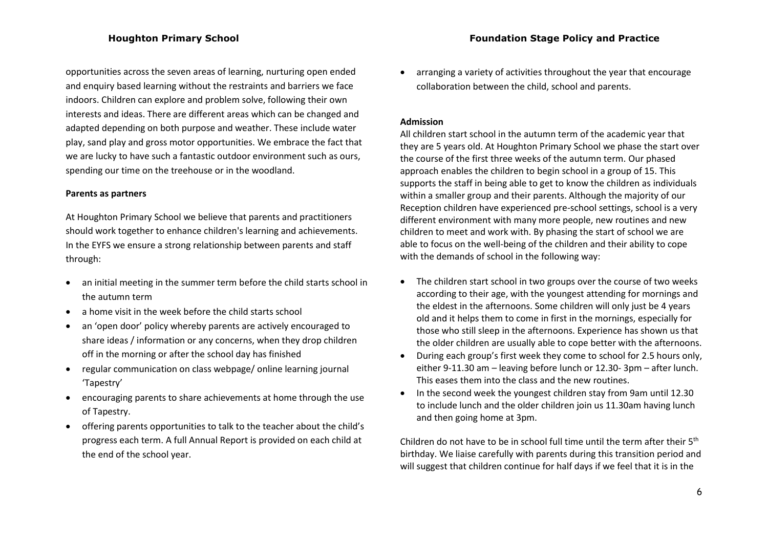opportunities across the seven areas of learning, nurturing open ended and enquiry based learning without the restraints and barriers we face indoors. Children can explore and problem solve, following their own interests and ideas. There are different areas which can be changed and adapted depending on both purpose and weather. These include water play, sand play and gross motor opportunities. We embrace the fact that we are lucky to have such a fantastic outdoor environment such as ours, spending our time on the treehouse or in the woodland.

**Parents as partners**

At Houghton Primary School we believe that parents and practitioners should work together to enhance children's learning and achievements. In the EYFS we ensure a strong relationship between parents and staff through:

- an initial meeting in the summer term before the child starts school in the autumn term
- a home visit in the week before the child starts school
- an 'open door' policy whereby parents are actively encouraged to share ideas / information or any concerns, when they drop children off in the morning or after the school day has finished
- regular communication on class webpage/ online learning journal 'Tapestry'
- encouraging parents to share achievements at home through the use of Tapestry.
- offering parents opportunities to talk to the teacher about the child's progress each term. A full Annual Report is provided on each child at the end of the school year.
- arranging a variety of activities throughout the year that encourage collaboration between the child, school and parents.

**Admission**

All children start school in the autumn term of the academic year that they are 5 years old. At Houghton Primary School we phase the start over the course of the first three weeks of the autumn term. Our phased approach enables the children to begin school in a group of 15. This supports the staff in being able to get to know the children as individuals within a smaller group and their parents. Although the majority of our Reception children have experienced pre-school settings, school is a very different environment with many more people, new routines and new children to meet and work with. By phasing the start of school we are able to focus on the well-being of the children and their ability to cope with the demands of school in the following way:

- The children start school in two groups over the course of two weeks according to their age, with the youngest attending for mornings and the eldest in the afternoons. Some children will only just be 4 years old and it helps them to come in first in the mornings, especially for those who still sleep in the afternoons. Experience has shown us that the older children are usually able to cope better with the afternoons.
- During each group's first week they come to school for 2.5 hours only, either 9-11.30 am – leaving before lunch or 12.30- 3pm – after lunch. This eases them into the class and the new routines.
- In the second week the youngest children stay from 9am until 12.30 to include lunch and the older children join us 11.30am having lunch and then going home at 3pm.

Children do not have to be in school full time until the term after their 5th birthday. We liaise carefully with parents during this transition period and will suggest that children continue for half days if we feel that it is in the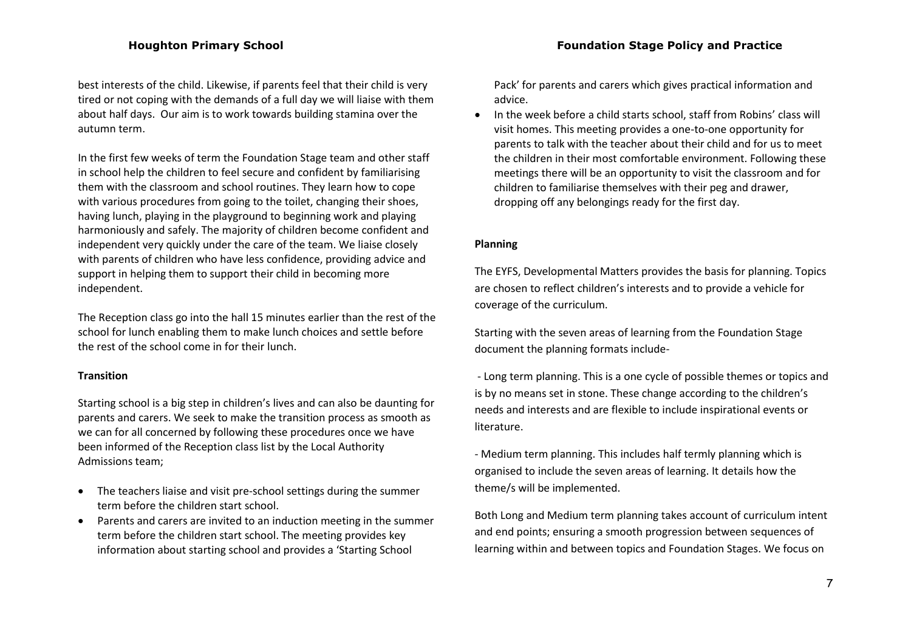best interests of the child. Likewise, if parents feel that their child is very tired or not coping with the demands of a full day we will liaise with them about half days. Our aim is to work towards building stamina over the autumn term.

In the first few weeks of term the Foundation Stage team and other staff in school help the children to feel secure and confident by familiarising them with the classroom and school routines. They learn how to cope with various procedures from going to the toilet, changing their shoes, having lunch, playing in the playground to beginning work and playing harmoniously and safely. The majority of children become confident and independent very quickly under the care of the team. We liaise closely with parents of children who have less confidence, providing advice and support in helping them to support their child in becoming more independent.

The Reception class go into the hall 15 minutes earlier than the rest of the school for lunch enabling them to make lunch choices and settle before the rest of the school come in for their lunch.

**Transition**

Starting school is a big step in children's lives and can also be daunting for parents and carers. We seek to make the transition process as smooth as we can for all concerned by following these procedures once we have been informed of the Reception class list by the Local Authority Admissions team;

- The teachers liaise and visit pre-school settings during the summer term before the children start school.
- Parents and carers are invited to an induction meeting in the summer term before the children start school. The meeting provides key information about starting school and provides a 'Starting School Pack' for parents and carers which gives practical information and advice.
- In the week before a child starts school, staff from Robins' class will visit homes. This meeting provides a one-to-one opportunity for parents to talk with the teacher about their child and for us to meet the children in their most comfortable environment. Following these meetings there will be an opportunity to visit the classroom and for children to familiarise themselves with their peg and drawer, dropping off any belongings ready for the first day.

**Planning**

The EYFS, Developmental Matters provides the basis for planning. Topics are chosen to reflect children's interests and to provide a vehicle for coverage of the curriculum.

Starting with the seven areas of learning from the Foundation Stage document the planning formats include-

- Long term planning. This is a one cycle of possible themes or topics and is by no means set in stone. These change according to the children's needs and interests and are flexible to include inspirational events or literature.

- Medium term planning. This includes half termly planning which is organised to include the seven areas of learning. It details how the theme/s will be implemented.

Both Long and Medium term planning takes account of curriculum intent and end points; ensuring a smooth progression between sequences of learning within and between topics and Foundation Stages. We focus on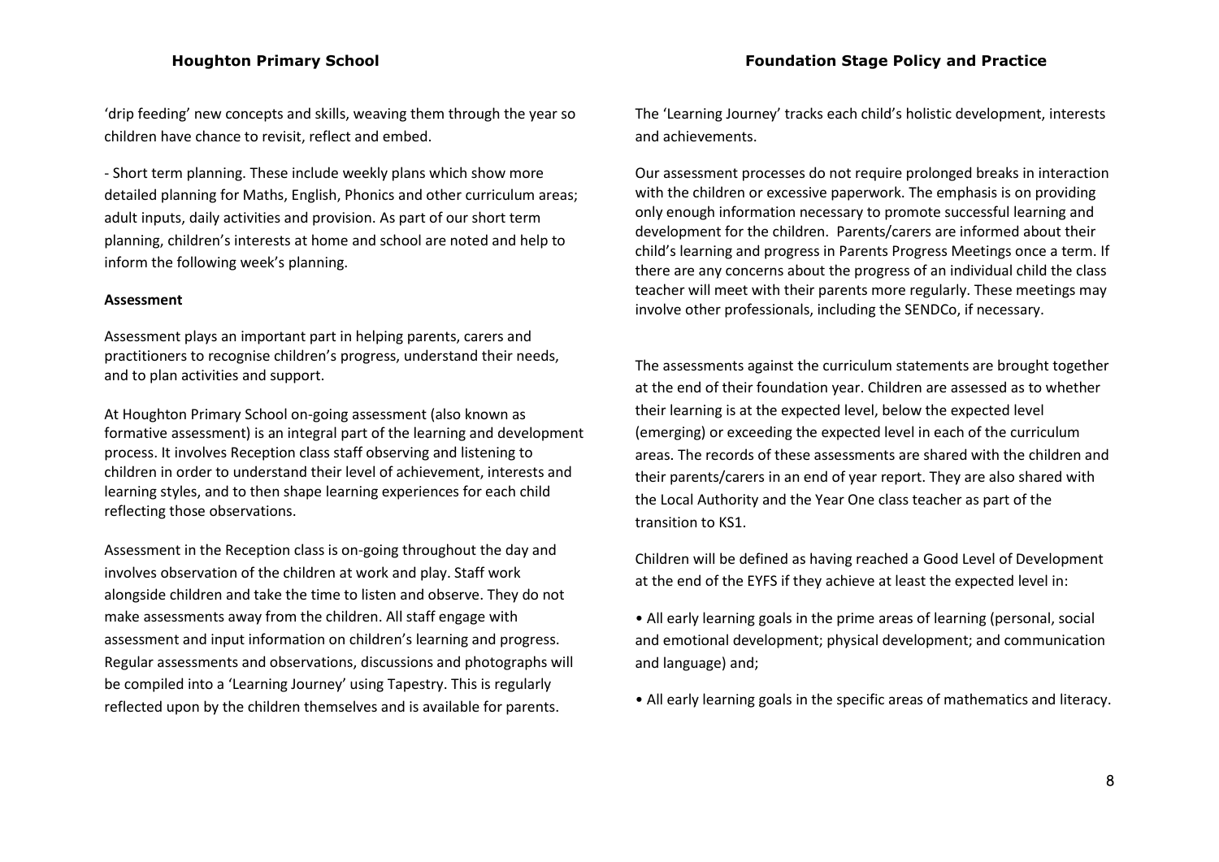'drip feeding' new concepts and skills, weaving them through the year so children have chance to revisit, reflect and embed.

- Short term planning. These include weekly plans which show more detailed planning for Maths, English, Phonics and other curriculum areas; adult inputs, daily activities and provision. As part of our short term planning, children's interests at home and school are noted and help to inform the following week's planning.

**Assessment**

Assessment plays an important part in helping parents, carers and practitioners to recognise children's progress, understand their needs, and to plan activities and support.

At Houghton Primary School on-going assessment (also known as formative assessment) is an integral part of the learning and development process. It involves Reception class staff observing and listening to children in order to understand their level of achievement, interests and learning styles, and to then shape learning experiences for each child reflecting those observations.

Assessment in the Reception class is on-going throughout the day and involves observation of the children at work and play. Staff work alongside children and take the time to listen and observe. They do not make assessments away from the children. All staff engage with assessment and input information on children's learning and progress. Regular assessments and observations, discussions and photographs will be compiled into a 'Learning Journey' using Tapestry. This is regularly reflected upon by the children themselves and is available for parents.

The 'Learning Journey' tracks each child's holistic development, interests and achievements.

Our assessment processes do not require prolonged breaks in interaction with the children or excessive paperwork. The emphasis is on providing only enough information necessary to promote successful learning and development for the children. Parents/carers are informed about their child's learning and progress in Parents Progress Meetings once a term. If there are any concerns about the progress of an individual child the class teacher will meet with their parents more regularly. These meetings may involve other professionals, including the SENDCo, if necessary.

The assessments against the curriculum statements are brought together at the end of their foundation year. Children are assessed as to whether their learning is at the expected level, below the expected level (emerging) or exceeding the expected level in each of the curriculum areas. The records of these assessments are shared with the children and their parents/carers in an end of year report. They are also shared with the Local Authority and the Year One class teacher as part of the transition to KS1.

Children will be defined as having reached a Good Level of Development at the end of the EYFS if they achieve at least the expected level in:

- All early learning goals in the prime areas of learning (personal, social and emotional development; physical development; and communication and language) and;
- All early learning goals in the specific areas of mathematics and literacy.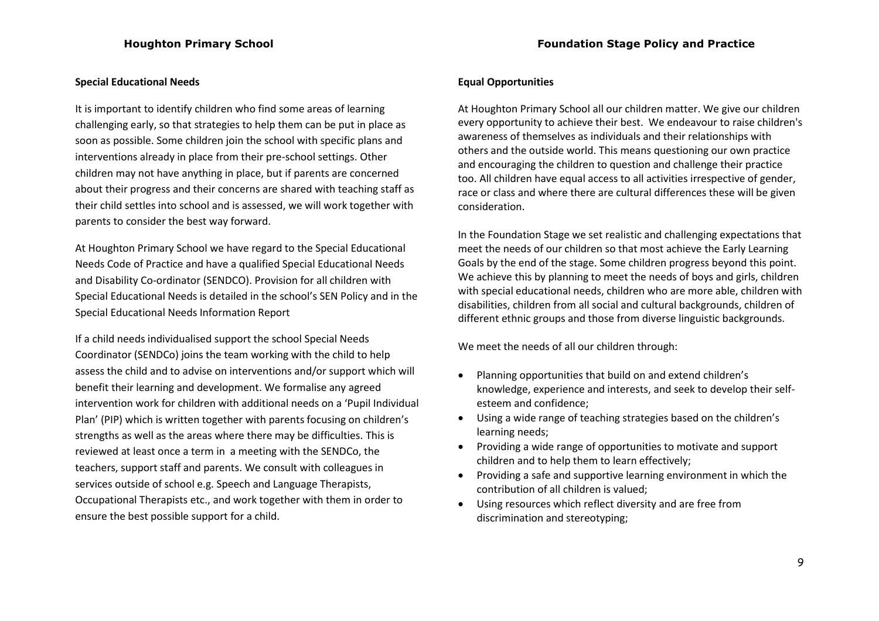## Special Educational Needs

It is important to identify children who find some areas of learning challenging early, so that strategies to help them can be put in place as soon as possible. Some children join the school with specific plans and interventions already in place from their pre-school settings. Other children may not have anything in place, but if parents are concerned about their progress and their concerns are shared with teaching staff as their child settles into school and is assessed, we will work together with parents to consider the best way forward.

At Houghton Primary School we have regard to the Special Educational Needs Code of Practice and have a qualified Special Educational Needs and Disability Co-ordinator (SENDCO). Provision for all children with Special Educational Needs is detailed in the school's SEN Policy and in the Special Educational Needs Information Report

If a child needs individualised support the school Special Needs Coordinator (SENDCo) joins the team working with the child to help assess the child and to advise on interventions and/or support which will benefit their learning and development. We formalise any agreed intervention work for children with additional needs on a 'Pupil Individual Plan' (PIP) which is written together with parents focusing on children's strengths as well as the areas where there may be difficulties. This is reviewed at least once a term in a meeting with the SENDCo, the teachers, support staff and parents. We consult with colleagues in services outside of school e.g. Speech and Language Therapists, Occupational Therapists etc., and work together with them in order to ensure the best possible support for a child.

## Equal Opportunities

At Houghton Primary School all our children matter. We give our children every opportunity to achieve their best. We endeavour to raise children's awareness of themselves as individuals and their relationships with others and the outside world. This means questioning our own practice and encouraging the children to question and challenge their practice too. All children have equal access to all activities irrespective of gender, race or class and where there are cultural differences these will be given consideration.

In the Foundation Stage we set realistic and challenging expectations that meet the needs of our children so that most achieve the Early Learning Goals by the end of the stage. Some children progress beyond this point. We achieve this by planning to meet the needs of boys and girls, children with special educational needs, children who are more able, children with disabilities, children from all social and cultural backgrounds, children of different ethnic groups and those from diverse linguistic backgrounds.

We meet the needs of all our children through:

- Planning opportunities that build on and extend children's knowledge, experience and interests, and seek to develop their self-esteem and confidence;
- Using a wide range of teaching strategies based on the children's learning needs;
- Providing a wide range of opportunities to motivate and support children and to help them to learn effectively;
- Providing a safe and supportive learning environment in which the contribution of all children is valued;
- Using resources which reflect diversity and are free from discrimination and stereotyping;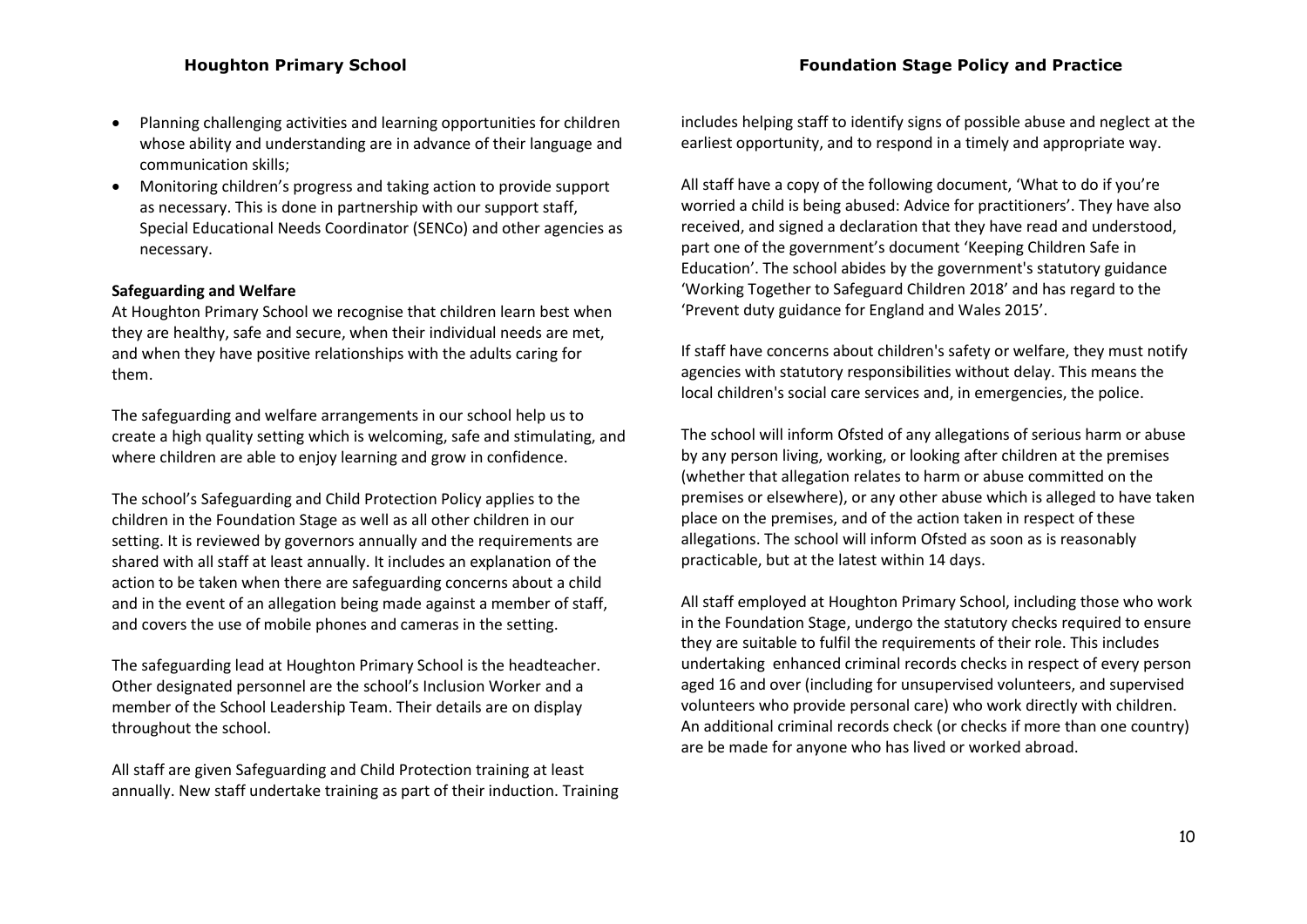- Planning challenging activities and learning opportunities for children whose ability and understanding are in advance of their language and communication skills;
- Monitoring children's progress and taking action to provide support as necessary. This is done in partnership with our support staff, Special Educational Needs Coordinator (SENCo) and other agencies as necessary.

**Safeguarding and Welfare**

At Houghton Primary School we recognise that children learn best when they are healthy, safe and secure, when their individual needs are met, and when they have positive relationships with the adults caring for them.

The safeguarding and welfare arrangements in our school help us to create a high quality setting which is welcoming, safe and stimulating, and where children are able to enjoy learning and grow in confidence.

The school's Safeguarding and Child Protection Policy applies to the children in the Foundation Stage as well as all other children in our setting. It is reviewed by governors annually and the requirements are shared with all staff at least annually. It includes an explanation of the action to be taken when there are safeguarding concerns about a child and in the event of an allegation being made against a member of staff, and covers the use of mobile phones and cameras in the setting.

The safeguarding lead at Houghton Primary School is the headteacher. Other designated personnel are the school's Inclusion Worker and a member of the School Leadership Team. Their details are on display throughout the school.

All staff are given Safeguarding and Child Protection training at least annually. New staff undertake training as part of their induction. Training includes helping staff to identify signs of possible abuse and neglect at the earliest opportunity, and to respond in a timely and appropriate way.

All staff have a copy of the following document, 'What to do if you're worried a child is being abused: Advice for practitioners'. They have also received, and signed a declaration that they have read and understood, part one of the government's document 'Keeping Children Safe in Education'. The school abides by the government's statutory guidance 'Working Together to Safeguard Children 2018' and has regard to the 'Prevent duty guidance for England and Wales 2015'.

If staff have concerns about children's safety or welfare, they must notify agencies with statutory responsibilities without delay. This means the local children's social care services and, in emergencies, the police.

The school will inform Ofsted of any allegations of serious harm or abuse by any person living, working, or looking after children at the premises (whether that allegation relates to harm or abuse committed on the premises or elsewhere), or any other abuse which is alleged to have taken place on the premises, and of the action taken in respect of these allegations. The school will inform Ofsted as soon as is reasonably practicable, but at the latest within 14 days.

All staff employed at Houghton Primary School, including those who work in the Foundation Stage, undergo the statutory checks required to ensure they are suitable to fulfil the requirements of their role. This includes undertaking enhanced criminal records checks in respect of every person aged 16 and over (including for unsupervised volunteers, and supervised volunteers who provide personal care) who work directly with children. An additional criminal records check (or checks if more than one country) are be made for anyone who has lived or worked abroad.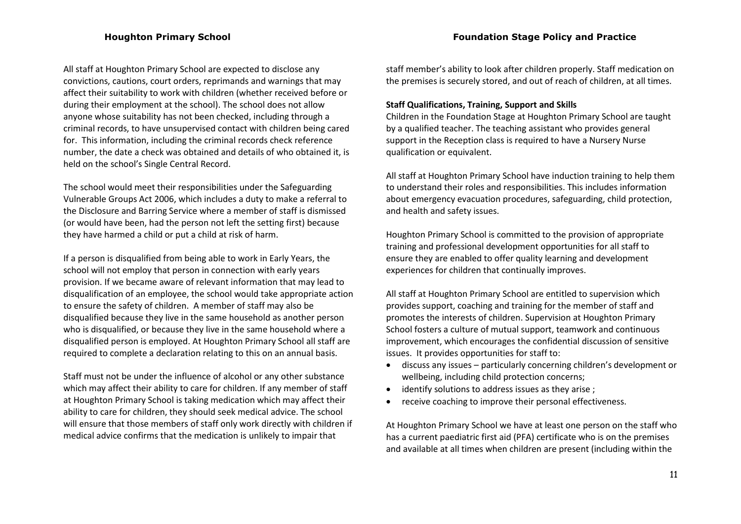All staff at Houghton Primary School are expected to disclose any convictions, cautions, court orders, reprimands and warnings that may affect their suitability to work with children (whether received before or during their employment at the school). The school does not allow anyone whose suitability has not been checked, including through a criminal records, to have unsupervised contact with children being cared for. This information, including the criminal records check reference number, the date a check was obtained and details of who obtained it, is held on the school's Single Central Record.

The school would meet their responsibilities under the Safeguarding Vulnerable Groups Act 2006, which includes a duty to make a referral to the Disclosure and Barring Service where a member of staff is dismissed (or would have been, had the person not left the setting first) because they have harmed a child or put a child at risk of harm.

If a person is disqualified from being able to work in Early Years, the school will not employ that person in connection with early years provision. If we became aware of relevant information that may lead to disqualification of an employee, the school would take appropriate action to ensure the safety of children. A member of staff may also be disqualified because they live in the same household as another person who is disqualified, or because they live in the same household where a disqualified person is employed. At Houghton Primary School all staff are required to complete a declaration relating to this on an annual basis.

Staff must not be under the influence of alcohol or any other substance which may affect their ability to care for children. If any member of staff at Houghton Primary School is taking medication which may affect their ability to care for children, they should seek medical advice. The school will ensure that those members of staff only work directly with children if medical advice confirms that the medication is unlikely to impair that staff member's ability to look after children properly. Staff medication on the premises is securely stored, and out of reach of children, at all times.

**Staff Qualifications, Training, Support and Skills**

Children in the Foundation Stage at Houghton Primary School are taught by a qualified teacher. The teaching assistant who provides general support in the Reception class is required to have a Nursery Nurse qualification or equivalent.

All staff at Houghton Primary School have induction training to help them to understand their roles and responsibilities. This includes information about emergency evacuation procedures, safeguarding, child protection, and health and safety issues.

Houghton Primary School is committed to the provision of appropriate training and professional development opportunities for all staff to ensure they are enabled to offer quality learning and development experiences for children that continually improves.

All staff at Houghton Primary School are entitled to supervision which provides support, coaching and training for the member of staff and promotes the interests of children. Supervision at Houghton Primary School fosters a culture of mutual support, teamwork and continuous improvement, which encourages the confidential discussion of sensitive issues. It provides opportunities for staff to:

- discuss any issues – particularly concerning children's development or wellbeing, including child protection concerns;
- identify solutions to address issues as they arise ;
- receive coaching to improve their personal effectiveness.

At Houghton Primary School we have at least one person on the staff who has a current paediatric first aid (PFA) certificate who is on the premises and available at all times when children are present (including within the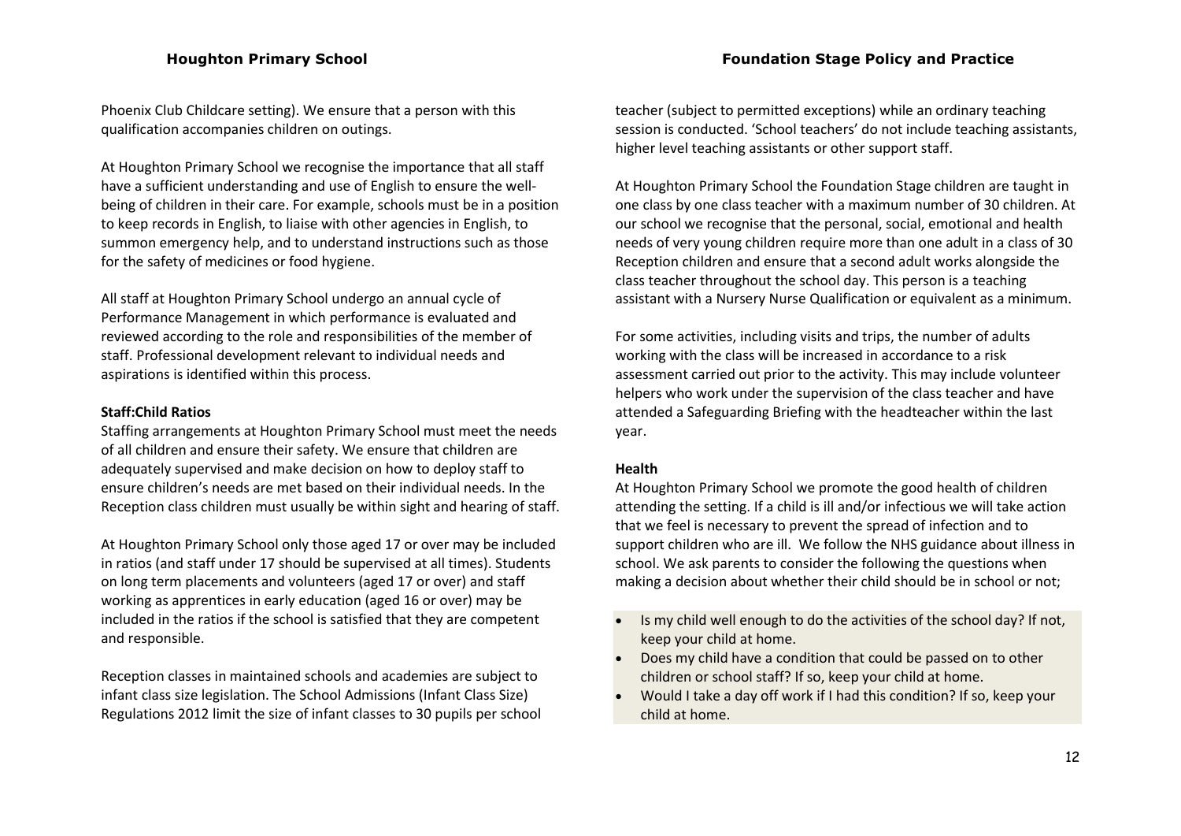Phoenix Club Childcare setting). We ensure that a person with this qualification accompanies children on outings.

At Houghton Primary School we recognise the importance that all staff have a sufficient understanding and use of English to ensure the well-being of children in their care. For example, schools must be in a position to keep records in English, to liaise with other agencies in English, to summon emergency help, and to understand instructions such as those for the safety of medicines or food hygiene.

All staff at Houghton Primary School undergo an annual cycle of Performance Management in which performance is evaluated and reviewed according to the role and responsibilities of the member of staff. Professional development relevant to individual needs and aspirations is identified within this process.

**Staff:Child Ratios**

Staffing arrangements at Houghton Primary School must meet the needs of all children and ensure their safety. We ensure that children are adequately supervised and make decision on how to deploy staff to ensure children's needs are met based on their individual needs. In the Reception class children must usually be within sight and hearing of staff.

At Houghton Primary School only those aged 17 or over may be included in ratios (and staff under 17 should be supervised at all times). Students on long term placements and volunteers (aged 17 or over) and staff working as apprentices in early education (aged 16 or over) may be included in the ratios if the school is satisfied that they are competent and responsible.

Reception classes in maintained schools and academies are subject to infant class size legislation. The School Admissions (Infant Class Size) Regulations 2012 limit the size of infant classes to 30 pupils per school teacher (subject to permitted exceptions) while an ordinary teaching session is conducted. 'School teachers' do not include teaching assistants, higher level teaching assistants or other support staff.

At Houghton Primary School the Foundation Stage children are taught in one class by one class teacher with a maximum number of 30 children. At our school we recognise that the personal, social, emotional and health needs of very young children require more than one adult in a class of 30 Reception children and ensure that a second adult works alongside the class teacher throughout the school day. This person is a teaching assistant with a Nursery Nurse Qualification or equivalent as a minimum.

For some activities, including visits and trips, the number of adults working with the class will be increased in accordance to a risk assessment carried out prior to the activity. This may include volunteer helpers who work under the supervision of the class teacher and have attended a Safeguarding Briefing with the headteacher within the last year.

**Health**

At Houghton Primary School we promote the good health of children attending the setting. If a child is ill and/or infectious we will take action that we feel is necessary to prevent the spread of infection and to support children who are ill. We follow the NHS guidance about illness in school. We ask parents to consider the following the questions when making a decision about whether their child should be in school or not;

- Is my child well enough to do the activities of the school day? If not, keep your child at home.
- Does my child have a condition that could be passed on to other children or school staff? If so, keep your child at home.
- Would I take a day off work if I had this condition? If so, keep your child at home.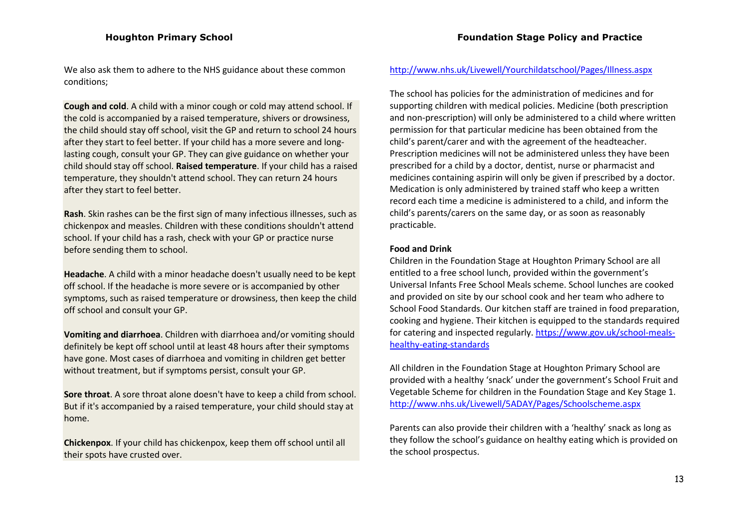We also ask them to adhere to the NHS guidance about these common conditions;

**Cough and cold**. A child with a minor cough or cold may attend school. If the cold is accompanied by a raised temperature, shivers or drowsiness, the child should stay off school, visit the GP and return to school 24 hours after they start to feel better. If your child has a more severe and long-lasting cough, consult your GP. They can give guidance on whether your child should stay off school. **Raised temperature**. If your child has a raised temperature, they shouldn't attend school. They can return 24 hours after they start to feel better.

**Rash**. Skin rashes can be the first sign of many infectious illnesses, such as chickenpox and measles. Children with these conditions shouldn't attend school. If your child has a rash, check with your GP or practice nurse before sending them to school.

**Headache**. A child with a minor headache doesn't usually need to be kept off school. If the headache is more severe or is accompanied by other symptoms, such as raised temperature or drowsiness, then keep the child off school and consult your GP.

**Vomiting and diarrhoea**. Children with diarrhoea and/or vomiting should definitely be kept off school until at least 48 hours after their symptoms have gone. Most cases of diarrhoea and vomiting in children get better without treatment, but if symptoms persist, consult your GP.

**Sore throat**. A sore throat alone doesn't have to keep a child from school. But if it's accompanied by a raised temperature, your child should stay at home.

**Chickenpox**. If your child has chickenpox, keep them off school until all their spots have crusted over.

http://www.nhs.uk/Livewell/Yourchildatschool/Pages/Illness.aspx

The school has policies for the administration of medicines and for supporting children with medical policies. Medicine (both prescription and non-prescription) will only be administered to a child where written permission for that particular medicine has been obtained from the child's parent/carer and with the agreement of the headteacher. Prescription medicines will not be administered unless they have been prescribed for a child by a doctor, dentist, nurse or pharmacist and medicines containing aspirin will only be given if prescribed by a doctor. Medication is only administered by trained staff who keep a written record each time a medicine is administered to a child, and inform the child's parents/carers on the same day, or as soon as reasonably practicable.

**Food and Drink**

Children in the Foundation Stage at Houghton Primary School are all entitled to a free school lunch, provided within the government's Universal Infants Free School Meals scheme. School lunches are cooked and provided on site by our school cook and her team who adhere to School Food Standards. Our kitchen staff are trained in food preparation, cooking and hygiene. Their kitchen is equipped to the standards required for catering and inspected regularly. https://www.gov.uk/school-meals-healthy-eating-standards

All children in the Foundation Stage at Houghton Primary School are provided with a healthy 'snack' under the government's School Fruit and Vegetable Scheme for children in the Foundation Stage and Key Stage 1. http://www.nhs.uk/Livewell/5ADAY/Pages/Schoolscheme.aspx

Parents can also provide their children with a 'healthy' snack as long as they follow the school's guidance on healthy eating which is provided on the school prospectus.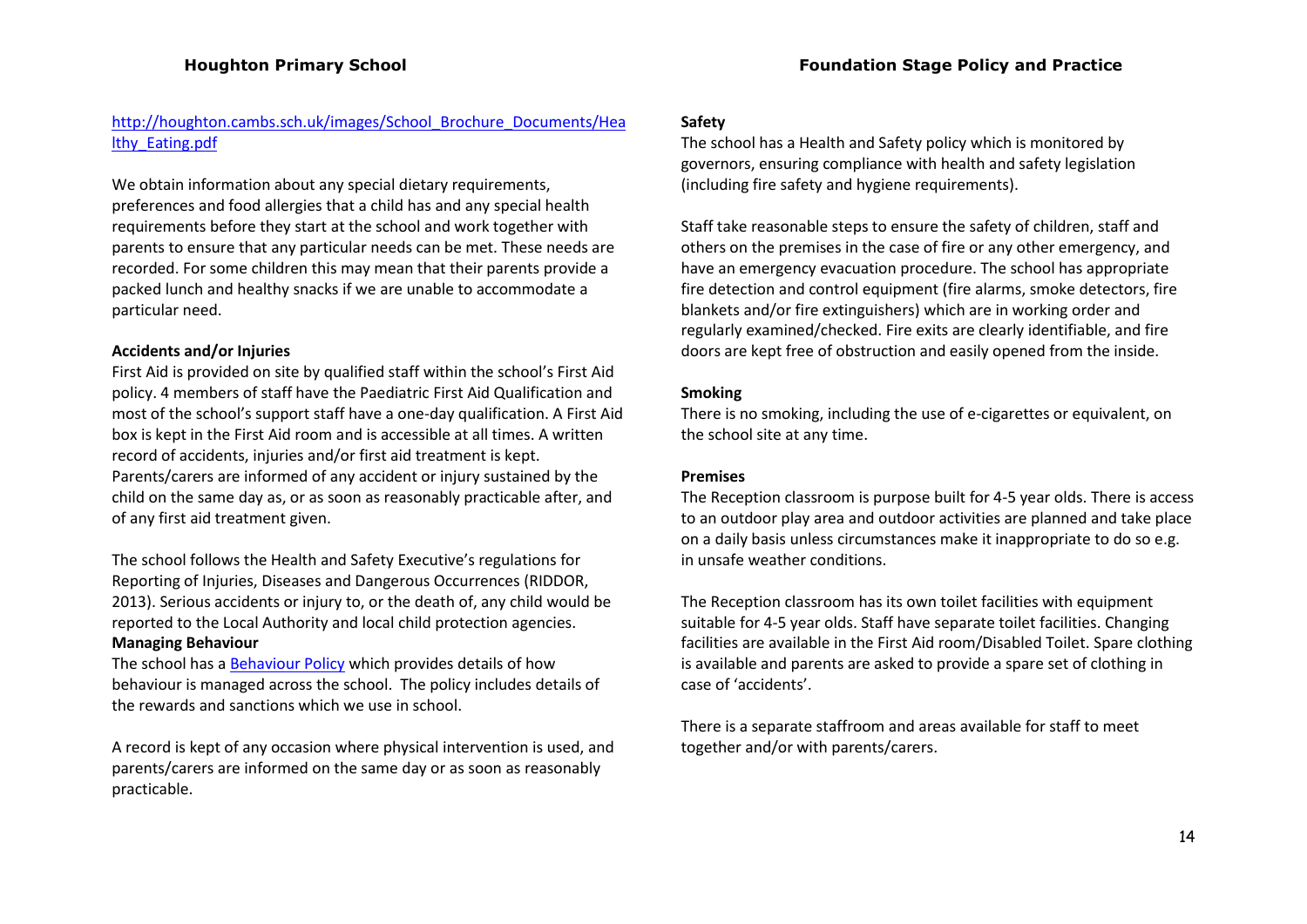http://houghton.cambs.sch.uk/images/School_Brochure_Documents/Healthy_Eating.pdf

We obtain information about any special dietary requirements, preferences and food allergies that a child has and any special health requirements before they start at the school and work together with parents to ensure that any particular needs can be met. These needs are recorded. For some children this may mean that their parents provide a packed lunch and healthy snacks if we are unable to accommodate a particular need.

**Accidents and/or Injuries**

First Aid is provided on site by qualified staff within the school's First Aid policy. 4 members of staff have the Paediatric First Aid Qualification and most of the school's support staff have a one-day qualification. A First Aid box is kept in the First Aid room and is accessible at all times. A written record of accidents, injuries and/or first aid treatment is kept. Parents/carers are informed of any accident or injury sustained by the child on the same day as, or as soon as reasonably practicable after, and of any first aid treatment given.

The school follows the Health and Safety Executive's regulations for Reporting of Injuries, Diseases and Dangerous Occurrences (RIDDOR, 2013). Serious accidents or injury to, or the death of, any child would be reported to the Local Authority and local child protection agencies.

**Managing Behaviour**

The school has a Behaviour Policy which provides details of how behaviour is managed across the school. The policy includes details of the rewards and sanctions which we use in school.

A record is kept of any occasion where physical intervention is used, and parents/carers are informed on the same day or as soon as reasonably practicable.

**Safety**

The school has a Health and Safety policy which is monitored by governors, ensuring compliance with health and safety legislation (including fire safety and hygiene requirements).

Staff take reasonable steps to ensure the safety of children, staff and others on the premises in the case of fire or any other emergency, and have an emergency evacuation procedure. The school has appropriate fire detection and control equipment (fire alarms, smoke detectors, fire blankets and/or fire extinguishers) which are in working order and regularly examined/checked. Fire exits are clearly identifiable, and fire doors are kept free of obstruction and easily opened from the inside.

**Smoking**

There is no smoking, including the use of e-cigarettes or equivalent, on the school site at any time.

**Premises**

The Reception classroom is purpose built for 4-5 year olds. There is access to an outdoor play area and outdoor activities are planned and take place on a daily basis unless circumstances make it inappropriate to do so e.g. in unsafe weather conditions.

The Reception classroom has its own toilet facilities with equipment suitable for 4-5 year olds. Staff have separate toilet facilities. Changing facilities are available in the First Aid room/Disabled Toilet. Spare clothing is available and parents are asked to provide a spare set of clothing in case of 'accidents'.

There is a separate staffroom and areas available for staff to meet together and/or with parents/carers.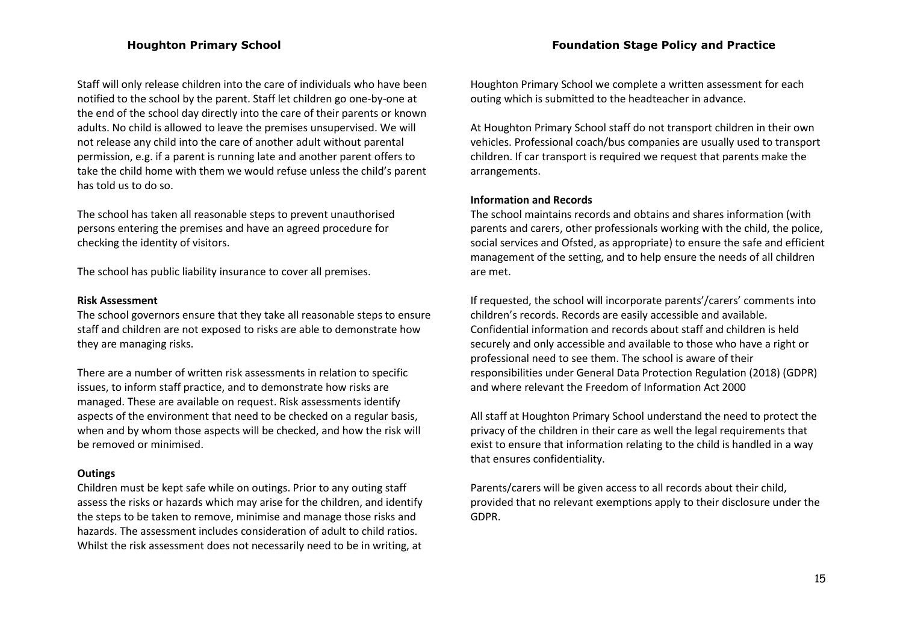Staff will only release children into the care of individuals who have been notified to the school by the parent. Staff let children go one-by-one at the end of the school day directly into the care of their parents or known adults. No child is allowed to leave the premises unsupervised. We will not release any child into the care of another adult without parental permission, e.g. if a parent is running late and another parent offers to take the child home with them we would refuse unless the child's parent has told us to do so.

The school has taken all reasonable steps to prevent unauthorised persons entering the premises and have an agreed procedure for checking the identity of visitors.

The school has public liability insurance to cover all premises.

**Risk Assessment**

The school governors ensure that they take all reasonable steps to ensure staff and children are not exposed to risks are able to demonstrate how they are managing risks.

There are a number of written risk assessments in relation to specific issues, to inform staff practice, and to demonstrate how risks are managed. These are available on request. Risk assessments identify aspects of the environment that need to be checked on a regular basis, when and by whom those aspects will be checked, and how the risk will be removed or minimised.

**Outings**

Children must be kept safe while on outings. Prior to any outing staff assess the risks or hazards which may arise for the children, and identify the steps to be taken to remove, minimise and manage those risks and hazards. The assessment includes consideration of adult to child ratios. Whilst the risk assessment does not necessarily need to be in writing, at Houghton Primary School we complete a written assessment for each outing which is submitted to the headteacher in advance.

At Houghton Primary School staff do not transport children in their own vehicles. Professional coach/bus companies are usually used to transport children. If car transport is required we request that parents make the arrangements.

**Information and Records**

The school maintains records and obtains and shares information (with parents and carers, other professionals working with the child, the police, social services and Ofsted, as appropriate) to ensure the safe and efficient management of the setting, and to help ensure the needs of all children are met.

If requested, the school will incorporate parents'/carers' comments into children's records. Records are easily accessible and available. Confidential information and records about staff and children is held securely and only accessible and available to those who have a right or professional need to see them. The school is aware of their responsibilities under General Data Protection Regulation (2018) (GDPR) and where relevant the Freedom of Information Act 2000

All staff at Houghton Primary School understand the need to protect the privacy of the children in their care as well the legal requirements that exist to ensure that information relating to the child is handled in a way that ensures confidentiality.

Parents/carers will be given access to all records about their child, provided that no relevant exemptions apply to their disclosure under the GDPR.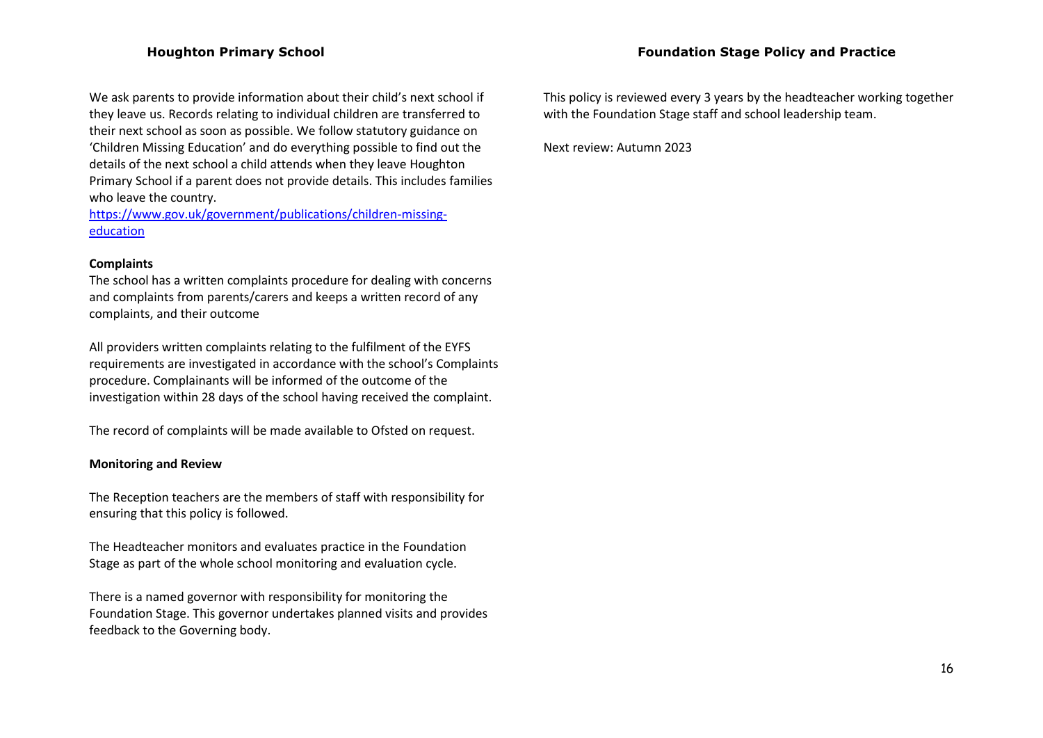We ask parents to provide information about their child's next school if they leave us. Records relating to individual children are transferred to their next school as soon as possible. We follow statutory guidance on 'Children Missing Education' and do everything possible to find out the details of the next school a child attends when they leave Houghton Primary School if a parent does not provide details. This includes families who leave the country.
[https://www.gov.uk/government/publications/children-missing-education](https://www.gov.uk/government/publications/children-missing-education)

**Complaints**

The school has a written complaints procedure for dealing with concerns and complaints from parents/carers and keeps a written record of any complaints, and their outcome

All providers written complaints relating to the fulfilment of the EYFS requirements are investigated in accordance with the school's Complaints procedure. Complainants will be informed of the outcome of the investigation within 28 days of the school having received the complaint.

The record of complaints will be made available to Ofsted on request.

**Monitoring and Review**

The Reception teachers are the members of staff with responsibility for ensuring that this policy is followed.

The Headteacher monitors and evaluates practice in the Foundation Stage as part of the whole school monitoring and evaluation cycle.

There is a named governor with responsibility for monitoring the Foundation Stage. This governor undertakes planned visits and provides feedback to the Governing body.

This policy is reviewed every 3 years by the headteacher working together with the Foundation Stage staff and school leadership team.

Next review: Autumn 2023